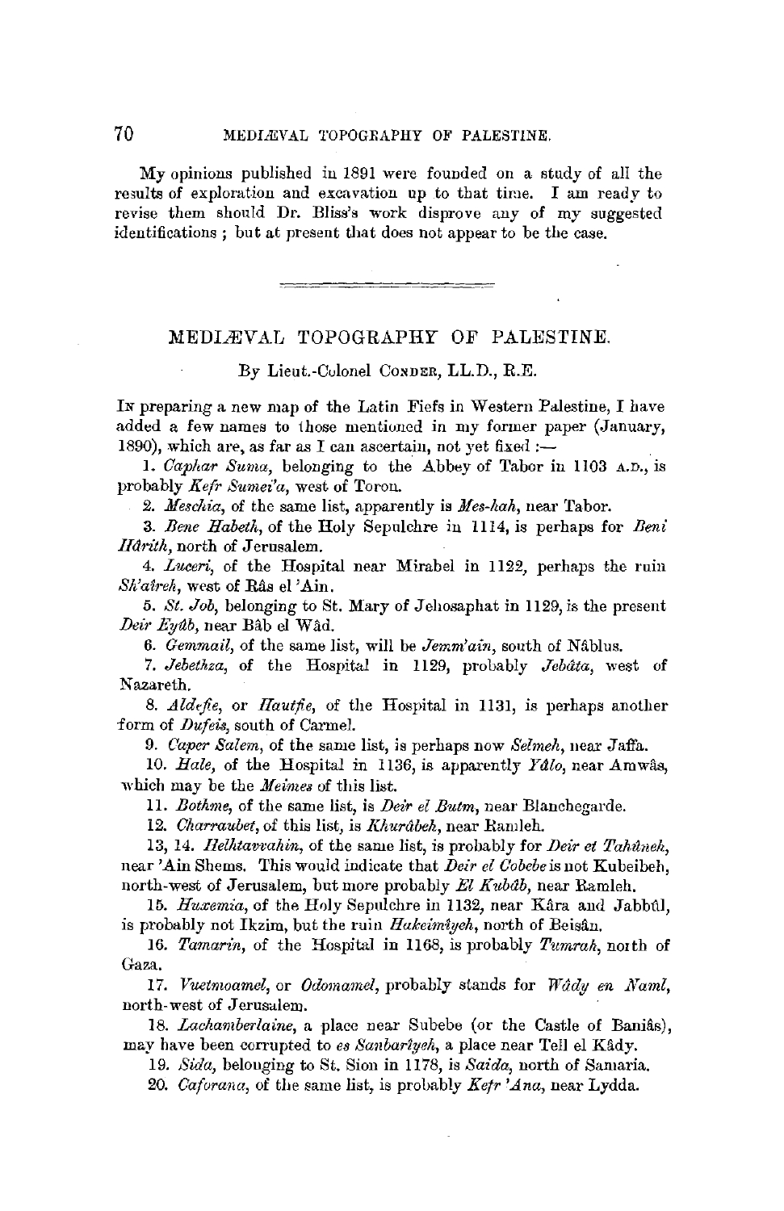My opinions published in 1891 were founded on a study of all the results of exploration and excavation up to that time. I am ready to revise them should Dr. Bliss's work disprove any of my suggested identifications ; but at present that does not appear to be the case.

---

## MEDIÆVAL TOPOGRAPHY OF PALESTINE.

By Lieut.-Colonel CONDER, LL.D., R.E.

IN preparing a new map of the Latin Fiefs in Western Palestine, I have added a few names to those mentioned in my former paper (January, 1890), which are, as far as I can ascertain, not yet fixed :—

1. *Caphar Suma*, belonging to the Abbey of Tabor in 1103 A.D., is probably *Kefr Sumei'a*, west of Toron.

2. *Meschia*, of the same list, apparently is *Mes-hah*, near Tabor.

3. *Bene Habeth*, of the Holy Sepulchre in 1114, is perhaps for *Beni Hârith*, north of Jerusalem.

4. *Luceri*, of the Hospital near Mirabel in 1122, perhaps the ruin *Sh'aîreh*, west of Râs el 'Ain.

5. *St. Job*, belonging to St. Mary of Jehosaphat in 1129, is the present *Deir Eyûb*, near Bâb el Wâd.

6. *Gemmail*, of the same list, will be *Jemm'ain*, south of Nâblus.

7. *Jebethza*, of the Hospital in 1129, probably *Jebâta*, west of Nazareth.

8. *Aldefie*, or *Hautfie*, of the Hospital in 1131, is perhaps another form of *Dufeis*, south of Carmel.

9. *Caper Salem*, of the same list, is perhaps now *Selmeh*, near Jaffa.

10. *Hale*, of the Hospital in 1136, is apparently *Yâlo*, near Amwâs, which may be the *Meimes* of this list.

11. *Bothme*, of the same list, is *Deir el Butm*, near Blanchegarde.

12. *Charraubet*, of this list, is *Khurâbeh*, near Ramleh.

13, 14. *Helhtawahin*, of the same list, is probably for *Deir et Tahûneh*, near 'Ain Shems. This would indicate that *Deir el Cobebe* is not Kubeibeh, north-west of Jerusalem, but more probably *El Kubâb*, near Ramleh.

15. *Huxemia*, of the Holy Sepulchre in 1132, near Kâra and Jabbûl, is probably not Ikzim, but the ruin *Hakeimîyeh*, north of Beisân.

16. *Tamarin*, of the Hospital in 1168, is probably *Tumrah*, north of Gaza.

17. *Vuetmoamel*, or *Odomamel*, probably stands for *Wâdy en Naml*, north-west of Jerusalem.

18. *Lachamberlaine*, a place near Subebe (or the Castle of Baniâs), may have been corrupted to *es Sanbarîyeh*, a place near Tell el Kâdy.

19. *Sida*, belonging to St. Sion in 1178, is *Saida*, north of Samaria.

20. *Caforana*, of the same list, is probably *Kefr 'Ana*, near Lydda.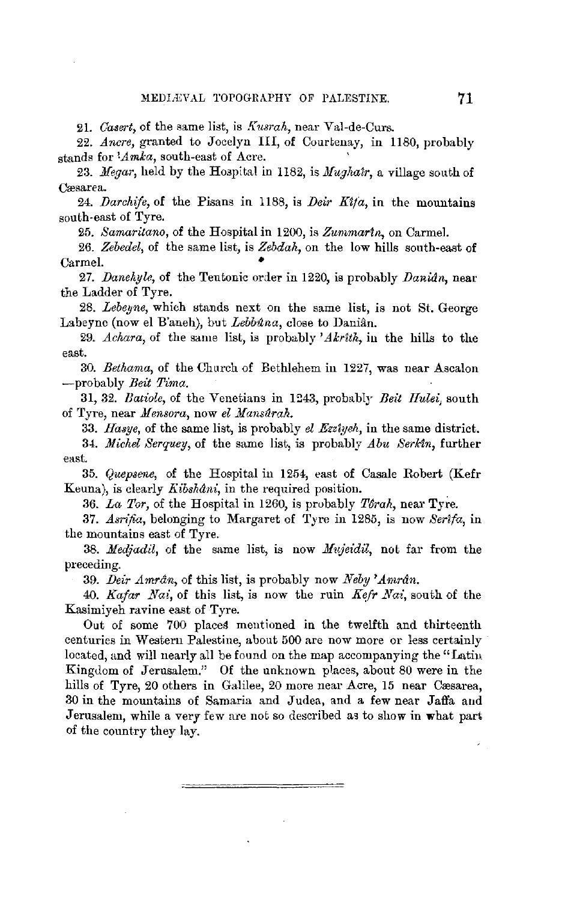21. *Casert*, of the same list, is *Kusrah*, near Val-de-Curs.

22. *Ancre*, granted to Jocelyn III, of Courtenay, in 1180, probably stands for *'Amka*, south-east of Acre.

23. *Megar*, held by the Hospital in 1182, is *Mughaîr*, a village south of Cæsarea.

24. *Darchife*, of the Pisans in 1188, is *Deir Kîfa*, in the mountains south-east of Tyre.

25. *Samaritano*, of the Hospital in 1200, is *Zummarîn*, on Carmel.

26. *Zebedel*, of the same list, is *Zebdah*, on the low hills south-east of Carmel.

27. *Danehyle*, of the Teutonic order in 1220, is probably *Danián*, near the Ladder of Tyre.

28. *Lebeyne*, which stands next on the same list, is not St. George Labeyne (now el B'aneh), but *Lebbûna*, close to Daniân.

29. *Achara*, of the same list, is probably *'Akrîth*, in the hills to the east.

30. *Bethama*, of the Church of Bethlehem in 1227, was near Ascalon —probably *Beit Tima*.

31, 32. *Batiole*, of the Venetians in 1243, probably *Beit Hulei*, south of Tyre, near *Mensora*, now *el Mansûrah*.

33. *Hasye*, of the same list, is probably *el Ezzîyeh*, in the same district.

34. *Michel Serquey*, of the same list, is probably *Abu Serkîn*, further east.

35. *Quepsene*, of the Hospital in 1254, east of Casale Robert (Kefr Keuna), is clearly *Kibshâni*, in the required position.

36. *La Tor*, of the Hospital in 1260, is probably *Tôrah*, near Tyre.

37. *Asrifia*, belonging to Margaret of Tyre in 1285, is now *Serîfa*, in the mountains east of Tyre.

38. *Medjadil*, of the same list, is now *Mujeidil*, not far from the preceding.

39. *Deir Amrân*, of this list, is probably now *Neby 'Amrân*.

40. *Kafar Nai*, of this list, is now the ruin *Kefr Nai*, south of the Kasimiyeh ravine east of Tyre.

Out of some 700 places mentioned in the twelfth and thirteenth centuries in Western Palestine, about 500 are now more or less certainly located, and will nearly all be found on the map accompanying the "Latin Kingdom of Jerusalem." Of the unknown places, about 80 were in the hills of Tyre, 20 others in Galilee, 20 more near Acre, 15 near Cæsarea, 30 in the mountains of Samaria and Judea, and a few near Jaffa and Jerusalem, while a very few are not so described as to show in what part of the country they lay.